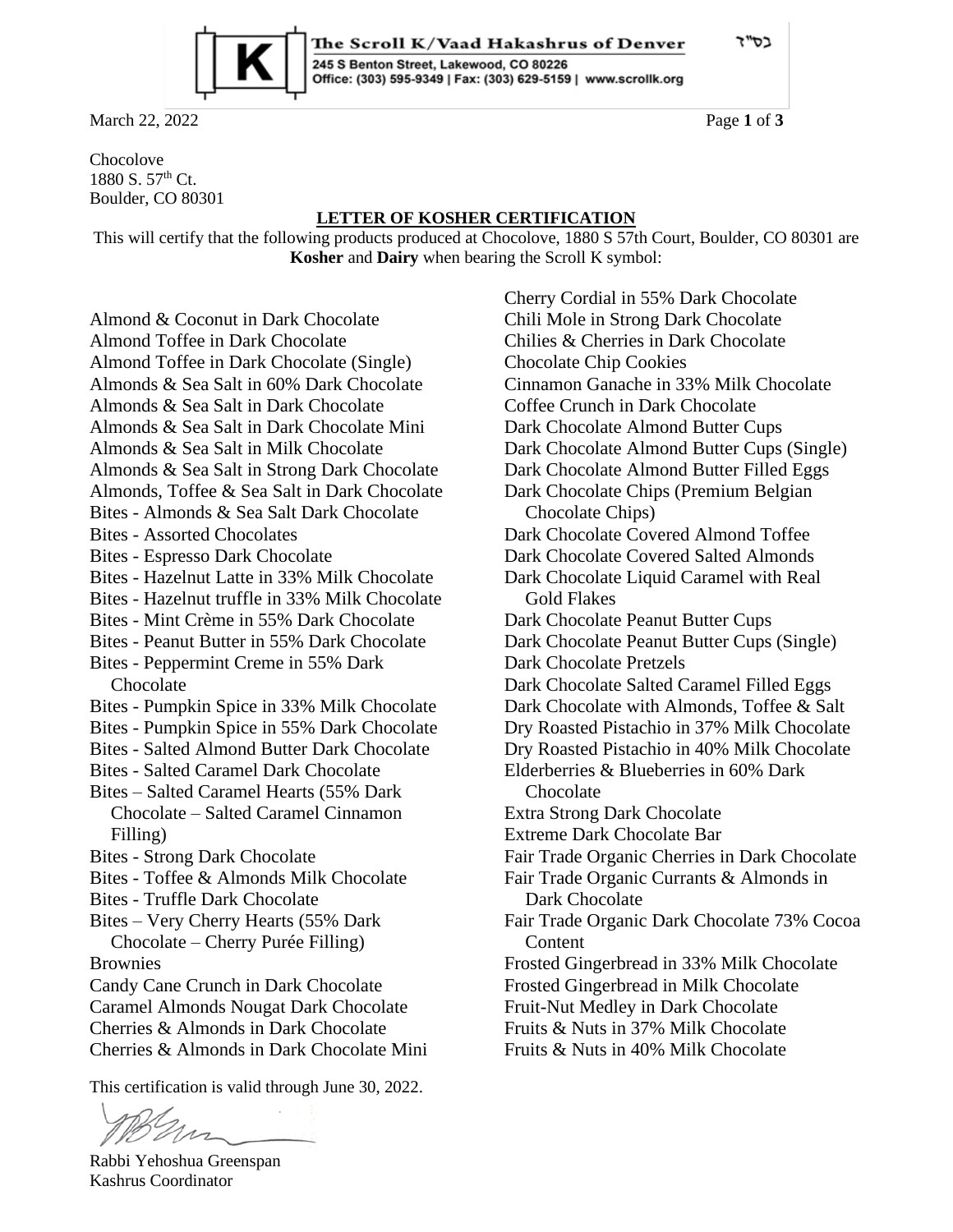The Scroll K/Vaad Hakashrus of Denver

245 S Benton Street, Lakewood, CO 80226
Office: (303) 595-9349 | Fax: (303) 629-5159 | www.scrollk.org

בס"ד

March 22, 2022

Chocolove
1880 S. 57th Ct.
Boulder, CO 80301

## LETTER OF KOSHER CERTIFICATION

This will certify that the following products produced at Chocolove, 1880 S 57th Court, Boulder, CO 80301 are **Kosher** and **Dairy** when bearing the Scroll K symbol:

Almond & Coconut in Dark Chocolate
Almond Toffee in Dark Chocolate
Almond Toffee in Dark Chocolate (Single)
Almonds & Sea Salt in 60% Dark Chocolate
Almonds & Sea Salt in Dark Chocolate
Almonds & Sea Salt in Dark Chocolate Mini
Almonds & Sea Salt in Milk Chocolate
Almonds & Sea Salt in Strong Dark Chocolate
Almonds, Toffee & Sea Salt in Dark Chocolate
Bites - Almonds & Sea Salt Dark Chocolate
Bites - Assorted Chocolates
Bites - Espresso Dark Chocolate
Bites - Hazelnut Latte in 33% Milk Chocolate
Bites - Hazelnut truffle in 33% Milk Chocolate
Bites - Mint Crème in 55% Dark Chocolate
Bites - Peanut Butter in 55% Dark Chocolate
Bites - Peppermint Creme in 55% Dark Chocolate
Bites - Pumpkin Spice in 33% Milk Chocolate
Bites - Pumpkin Spice in 55% Dark Chocolate
Bites - Salted Almond Butter Dark Chocolate
Bites - Salted Caramel Dark Chocolate
Bites – Salted Caramel Hearts (55% Dark Chocolate – Salted Caramel Cinnamon Filling)
Bites - Strong Dark Chocolate
Bites - Toffee & Almonds Milk Chocolate
Bites - Truffle Dark Chocolate
Bites – Very Cherry Hearts (55% Dark Chocolate – Cherry Purée Filling)
Brownies
Candy Cane Crunch in Dark Chocolate
Caramel Almonds Nougat Dark Chocolate
Cherries & Almonds in Dark Chocolate
Cherries & Almonds in Dark Chocolate Mini
Cherry Cordial in 55% Dark Chocolate
Chili Mole in Strong Dark Chocolate
Chilies & Cherries in Dark Chocolate
Chocolate Chip Cookies
Cinnamon Ganache in 33% Milk Chocolate
Coffee Crunch in Dark Chocolate
Dark Chocolate Almond Butter Cups
Dark Chocolate Almond Butter Cups (Single)
Dark Chocolate Almond Butter Filled Eggs
Dark Chocolate Chips (Premium Belgian Chocolate Chips)
Dark Chocolate Covered Almond Toffee
Dark Chocolate Covered Salted Almonds
Dark Chocolate Liquid Caramel with Real Gold Flakes
Dark Chocolate Peanut Butter Cups
Dark Chocolate Peanut Butter Cups (Single)
Dark Chocolate Pretzels
Dark Chocolate Salted Caramel Filled Eggs
Dark Chocolate with Almonds, Toffee & Salt
Dry Roasted Pistachio in 37% Milk Chocolate
Dry Roasted Pistachio in 40% Milk Chocolate
Elderberries & Blueberries in 60% Dark Chocolate
Extra Strong Dark Chocolate
Extreme Dark Chocolate Bar
Fair Trade Organic Cherries in Dark Chocolate
Fair Trade Organic Currants & Almonds in Dark Chocolate
Fair Trade Organic Dark Chocolate 73% Cocoa Content
Frosted Gingerbread in 33% Milk Chocolate
Frosted Gingerbread in Milk Chocolate
Fruit-Nut Medley in Dark Chocolate
Fruits & Nuts in 37% Milk Chocolate
Fruits & Nuts in 40% Milk Chocolate

This certification is valid through June 30, 2022.

Rabbi Yehoshua Greenspan
Kashrus Coordinator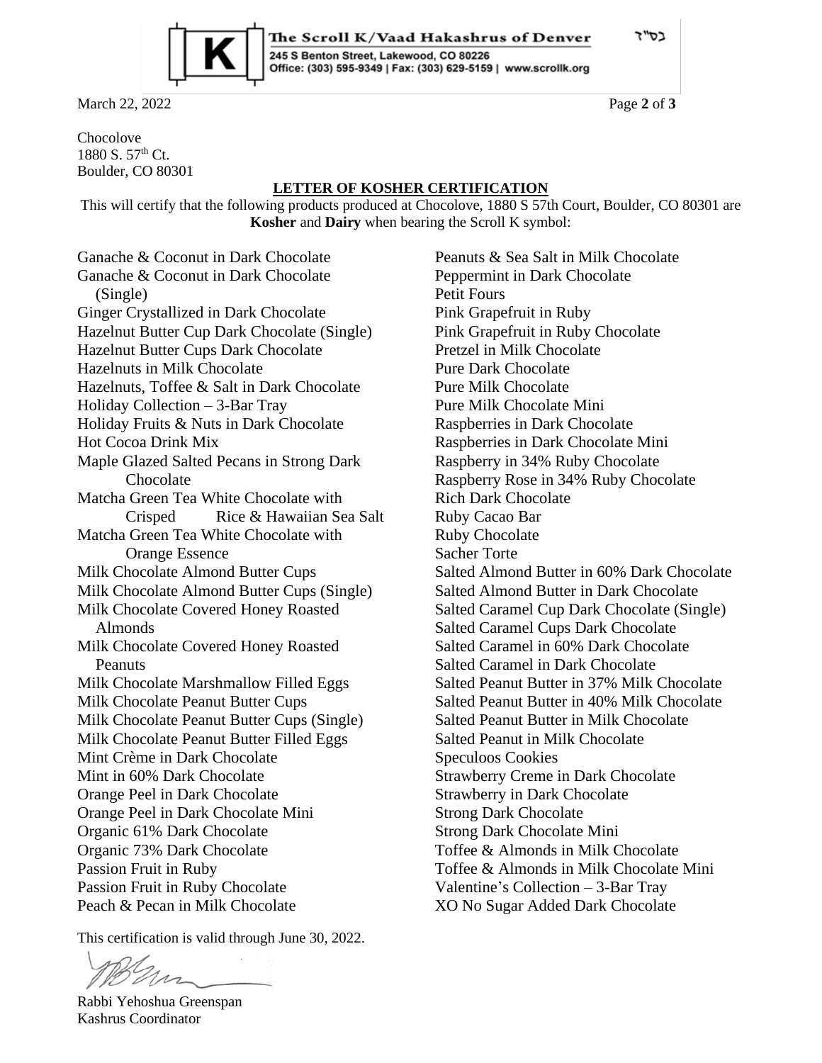Chocolove
1880 S. 57th Ct.
Boulder, CO 80301

**LETTER OF KOSHER CERTIFICATION**

This will certify that the following products produced at Chocolove, 1880 S 57th Court, Boulder, CO 80301 are **Kosher** and **Dairy** when bearing the Scroll K symbol:

Ganache & Coconut in Dark Chocolate
Ganache & Coconut in Dark Chocolate (Single)
Ginger Crystallized in Dark Chocolate
Hazelnut Butter Cup Dark Chocolate (Single)
Hazelnut Butter Cups Dark Chocolate
Hazelnuts in Milk Chocolate
Hazelnuts, Toffee & Salt in Dark Chocolate
Holiday Collection – 3-Bar Tray
Holiday Fruits & Nuts in Dark Chocolate
Hot Cocoa Drink Mix
Maple Glazed Salted Pecans in Strong Dark Chocolate
Matcha Green Tea White Chocolate with Crisped Rice & Hawaiian Sea Salt
Matcha Green Tea White Chocolate with Orange Essence
Milk Chocolate Almond Butter Cups
Milk Chocolate Almond Butter Cups (Single)
Milk Chocolate Covered Honey Roasted Almonds
Milk Chocolate Covered Honey Roasted Peanuts
Milk Chocolate Marshmallow Filled Eggs
Milk Chocolate Peanut Butter Cups
Milk Chocolate Peanut Butter Cups (Single)
Milk Chocolate Peanut Butter Filled Eggs
Mint Crème in Dark Chocolate
Mint in 60% Dark Chocolate
Orange Peel in Dark Chocolate
Orange Peel in Dark Chocolate Mini
Organic 61% Dark Chocolate
Organic 73% Dark Chocolate
Passion Fruit in Ruby
Passion Fruit in Ruby Chocolate
Peach & Pecan in Milk Chocolate
Peanuts & Sea Salt in Milk Chocolate
Peppermint in Dark Chocolate
Petit Fours
Pink Grapefruit in Ruby
Pink Grapefruit in Ruby Chocolate
Pretzel in Milk Chocolate
Pure Dark Chocolate
Pure Milk Chocolate
Pure Milk Chocolate Mini
Raspberries in Dark Chocolate
Raspberries in Dark Chocolate Mini
Raspberry in 34% Ruby Chocolate
Raspberry Rose in 34% Ruby Chocolate
Rich Dark Chocolate
Ruby Cacao Bar
Ruby Chocolate
Sacher Torte
Salted Almond Butter in 60% Dark Chocolate
Salted Almond Butter in Dark Chocolate
Salted Caramel Cup Dark Chocolate (Single)
Salted Caramel Cups Dark Chocolate
Salted Caramel in 60% Dark Chocolate
Salted Caramel in Dark Chocolate
Salted Peanut Butter in 37% Milk Chocolate
Salted Peanut Butter in 40% Milk Chocolate
Salted Peanut Butter in Milk Chocolate
Salted Peanut in Milk Chocolate
Speculoos Cookies
Strawberry Creme in Dark Chocolate
Strawberry in Dark Chocolate
Strong Dark Chocolate
Strong Dark Chocolate Mini
Toffee & Almonds in Milk Chocolate
Toffee & Almonds in Milk Chocolate Mini
Valentine's Collection – 3-Bar Tray
XO No Sugar Added Dark Chocolate

This certification is valid through June 30, 2022.

Rabbi Yehoshua Greenspan
Kashrus Coordinator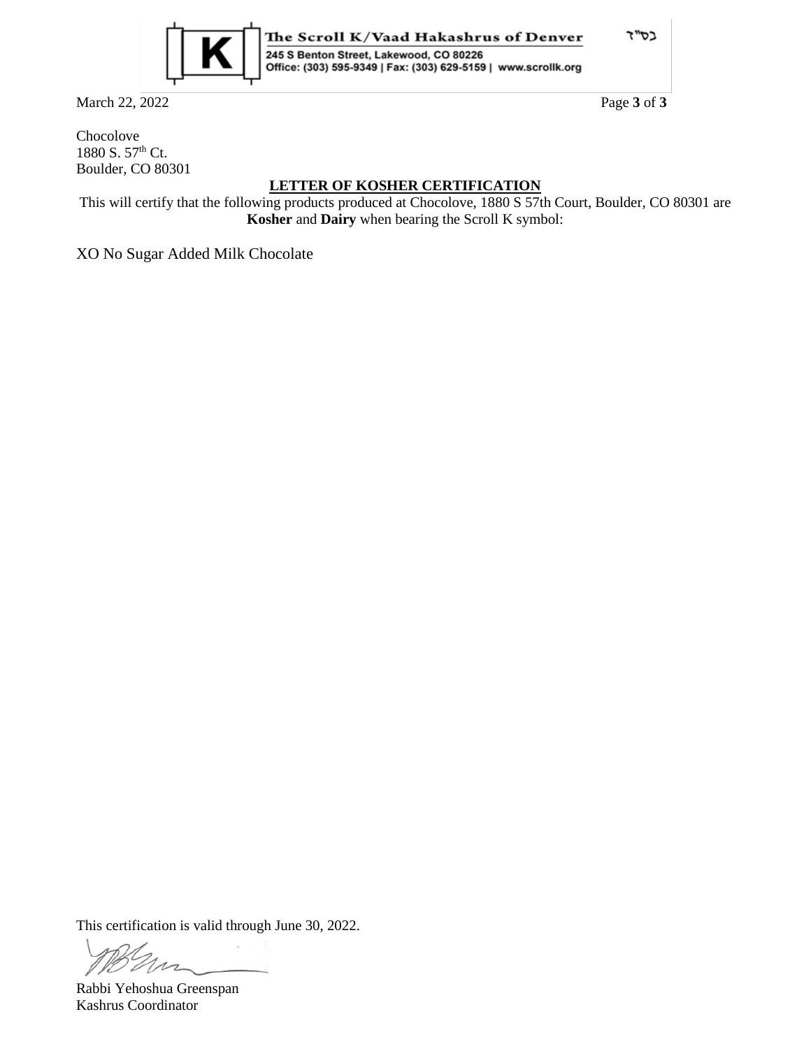The Scroll K/Vaad Hakashrus of Denver

245 S Benton Street, Lakewood, CO 80226
Office: (303) 595-9349 | Fax: (303) 629-5159 | www.scrollk.org

בס"ד

March 22, 2022

Chocolove
1880 S. 57th Ct.
Boulder, CO 80301

## LETTER OF KOSHER CERTIFICATION

This will certify that the following products produced at Chocolove, 1880 S 57th Court, Boulder, CO 80301 are **Kosher** and **Dairy** when bearing the Scroll K symbol:

XO No Sugar Added Milk Chocolate

This certification is valid through June 30, 2022.

Rabbi Yehoshua Greenspan
Kashrus Coordinator